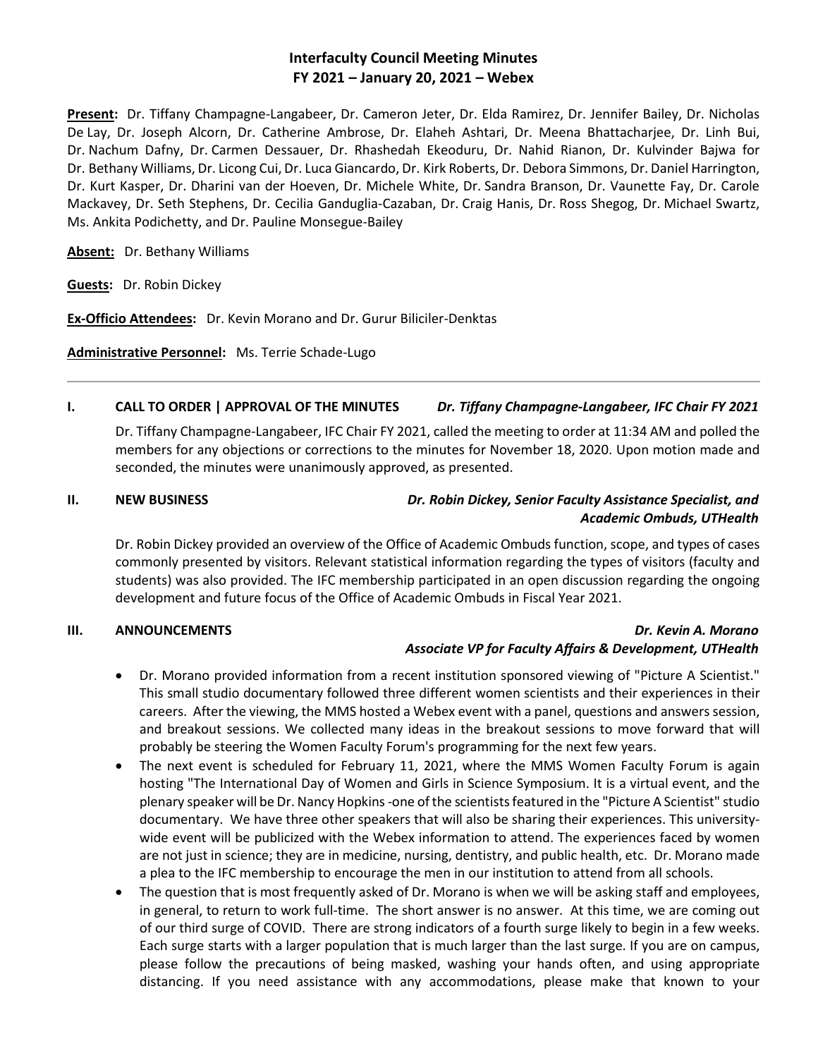# Interfaculty Council Meeting Minutes
## FY 2021 – January 20, 2021 – Webex

**Present:** Dr. Tiffany Champagne-Langabeer, Dr. Cameron Jeter, Dr. Elda Ramirez, Dr. Jennifer Bailey, Dr. Nicholas De Lay, Dr. Joseph Alcorn, Dr. Catherine Ambrose, Dr. Elaheh Ashtari, Dr. Meena Bhattacharjee, Dr. Linh Bui, Dr. Nachum Dafny, Dr. Carmen Dessauer, Dr. Rhashedah Ekeoduru, Dr. Nahid Rianon, Dr. Kulvinder Bajwa for Dr. Bethany Williams, Dr. Licong Cui, Dr. Luca Giancardo, Dr. Kirk Roberts, Dr. Debora Simmons, Dr. Daniel Harrington, Dr. Kurt Kasper, Dr. Dharini van der Hoeven, Dr. Michele White, Dr. Sandra Branson, Dr. Vaunette Fay, Dr. Carole Mackavey, Dr. Seth Stephens, Dr. Cecilia Ganduglia-Cazaban, Dr. Craig Hanis, Dr. Ross Shegog, Dr. Michael Swartz, Ms. Ankita Podichetty, and Dr. Pauline Monsegue-Bailey

**Absent:** Dr. Bethany Williams

**Guests:** Dr. Robin Dickey

**Ex-Officio Attendees:** Dr. Kevin Morano and Dr. Gurur Biliciler-Denktas

**Administrative Personnel:** Ms. Terrie Schade-Lugo

---

### I. CALL TO ORDER | APPROVAL OF THE MINUTES — *Dr. Tiffany Champagne-Langabeer, IFC Chair FY 2021*

Dr. Tiffany Champagne-Langabeer, IFC Chair FY 2021, called the meeting to order at 11:34 AM and polled the members for any objections or corrections to the minutes for November 18, 2020. Upon motion made and seconded, the minutes were unanimously approved, as presented.

### II. NEW BUSINESS — *Dr. Robin Dickey, Senior Faculty Assistance Specialist, and Academic Ombuds, UTHealth*

Dr. Robin Dickey provided an overview of the Office of Academic Ombuds function, scope, and types of cases commonly presented by visitors. Relevant statistical information regarding the types of visitors (faculty and students) was also provided. The IFC membership participated in an open discussion regarding the ongoing development and future focus of the Office of Academic Ombuds in Fiscal Year 2021.

### III. ANNOUNCEMENTS — *Dr. Kevin A. Morano, Associate VP for Faculty Affairs & Development, UTHealth*

- Dr. Morano provided information from a recent institution sponsored viewing of "Picture A Scientist." This small studio documentary followed three different women scientists and their experiences in their careers. After the viewing, the MMS hosted a Webex event with a panel, questions and answers session, and breakout sessions. We collected many ideas in the breakout sessions to move forward that will probably be steering the Women Faculty Forum's programming for the next few years.
- The next event is scheduled for February 11, 2021, where the MMS Women Faculty Forum is again hosting "The International Day of Women and Girls in Science Symposium. It is a virtual event, and the plenary speaker will be Dr. Nancy Hopkins -one of the scientists featured in the "Picture A Scientist" studio documentary. We have three other speakers that will also be sharing their experiences. This university-wide event will be publicized with the Webex information to attend. The experiences faced by women are not just in science; they are in medicine, nursing, dentistry, and public health, etc. Dr. Morano made a plea to the IFC membership to encourage the men in our institution to attend from all schools.
- The question that is most frequently asked of Dr. Morano is when we will be asking staff and employees, in general, to return to work full-time. The short answer is no answer. At this time, we are coming out of our third surge of COVID. There are strong indicators of a fourth surge likely to begin in a few weeks. Each surge starts with a larger population that is much larger than the last surge. If you are on campus, please follow the precautions of being masked, washing your hands often, and using appropriate distancing. If you need assistance with any accommodations, please make that known to your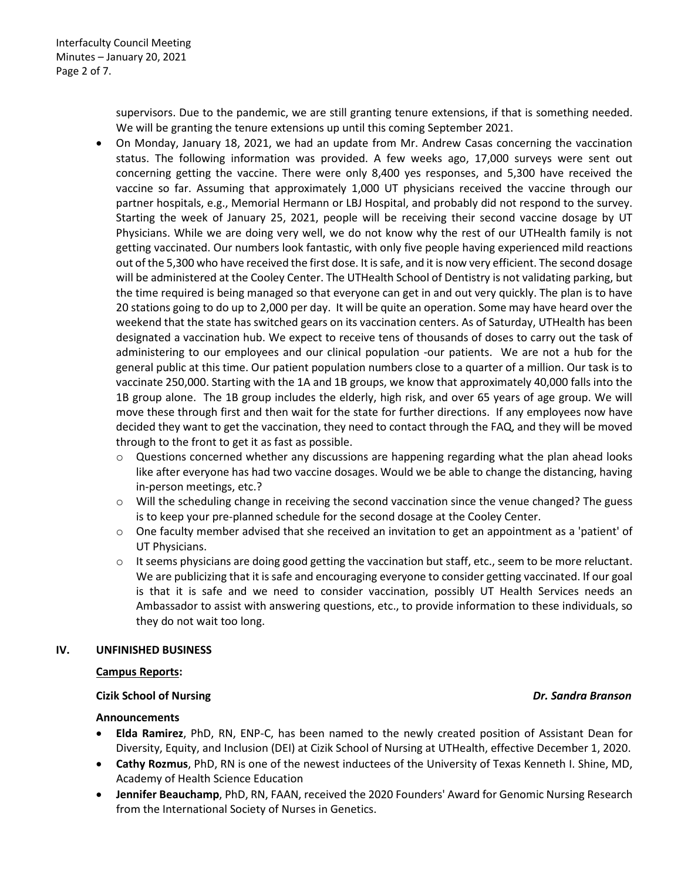supervisors. Due to the pandemic, we are still granting tenure extensions, if that is something needed. We will be granting the tenure extensions up until this coming September 2021.

- On Monday, January 18, 2021, we had an update from Mr. Andrew Casas concerning the vaccination status. The following information was provided. A few weeks ago, 17,000 surveys were sent out concerning getting the vaccine. There were only 8,400 yes responses, and 5,300 have received the vaccine so far. Assuming that approximately 1,000 UT physicians received the vaccine through our partner hospitals, e.g., Memorial Hermann or LBJ Hospital, and probably did not respond to the survey. Starting the week of January 25, 2021, people will be receiving their second vaccine dosage by UT Physicians. While we are doing very well, we do not know why the rest of our UTHealth family is not getting vaccinated. Our numbers look fantastic, with only five people having experienced mild reactions out of the 5,300 who have received the first dose. It is safe, and it is now very efficient. The second dosage will be administered at the Cooley Center. The UTHealth School of Dentistry is not validating parking, but the time required is being managed so that everyone can get in and out very quickly. The plan is to have 20 stations going to do up to 2,000 per day. It will be quite an operation. Some may have heard over the weekend that the state has switched gears on its vaccination centers. As of Saturday, UTHealth has been designated a vaccination hub. We expect to receive tens of thousands of doses to carry out the task of administering to our employees and our clinical population -our patients. We are not a hub for the general public at this time. Our patient population numbers close to a quarter of a million. Our task is to vaccinate 250,000. Starting with the 1A and 1B groups, we know that approximately 40,000 falls into the 1B group alone. The 1B group includes the elderly, high risk, and over 65 years of age group. We will move these through first and then wait for the state for further directions. If any employees now have decided they want to get the vaccination, they need to contact through the FAQ, and they will be moved through to the front to get it as fast as possible.
  - Questions concerned whether any discussions are happening regarding what the plan ahead looks like after everyone has had two vaccine dosages. Would we be able to change the distancing, having in-person meetings, etc.?
  - Will the scheduling change in receiving the second vaccination since the venue changed? The guess is to keep your pre-planned schedule for the second dosage at the Cooley Center.
  - One faculty member advised that she received an invitation to get an appointment as a 'patient' of UT Physicians.
  - It seems physicians are doing good getting the vaccination but staff, etc., seem to be more reluctant. We are publicizing that it is safe and encouraging everyone to consider getting vaccinated. If our goal is that it is safe and we need to consider vaccination, possibly UT Health Services needs an Ambassador to assist with answering questions, etc., to provide information to these individuals, so they do not wait too long.

## IV. UNFINISHED BUSINESS

**Campus Reports:**

**Cizik School of Nursing** ***Dr. Sandra Branson***

**Announcements**

- **Elda Ramirez**, PhD, RN, ENP-C, has been named to the newly created position of Assistant Dean for Diversity, Equity, and Inclusion (DEI) at Cizik School of Nursing at UTHealth, effective December 1, 2020.
- **Cathy Rozmus**, PhD, RN is one of the newest inductees of the University of Texas Kenneth I. Shine, MD, Academy of Health Science Education
- **Jennifer Beauchamp**, PhD, RN, FAAN, received the 2020 Founders' Award for Genomic Nursing Research from the International Society of Nurses in Genetics.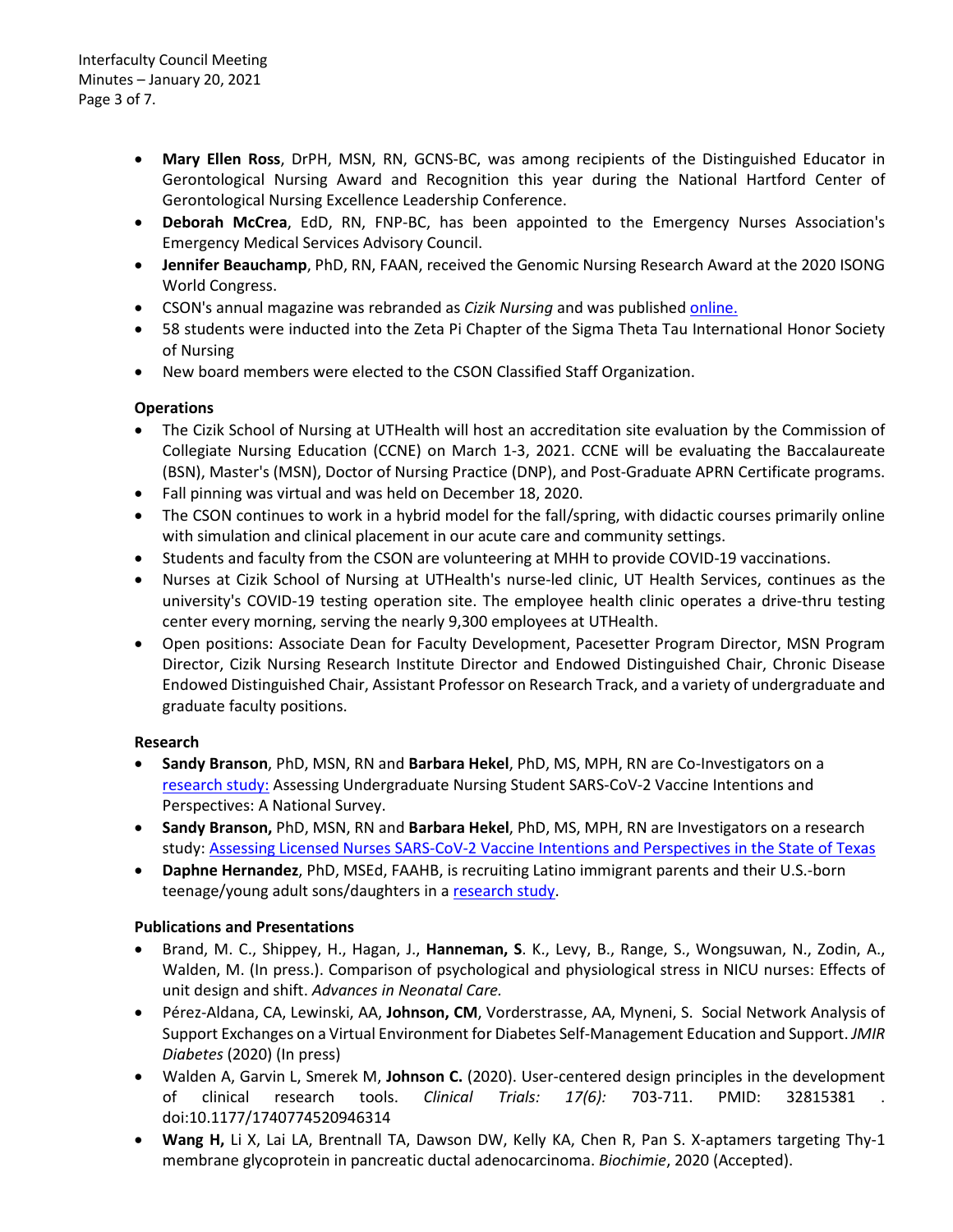- **Mary Ellen Ross**, DrPH, MSN, RN, GCNS-BC, was among recipients of the Distinguished Educator in Gerontological Nursing Award and Recognition this year during the National Hartford Center of Gerontological Nursing Excellence Leadership Conference.
- **Deborah McCrea**, EdD, RN, FNP-BC, has been appointed to the Emergency Nurses Association's Emergency Medical Services Advisory Council.
- **Jennifer Beauchamp**, PhD, RN, FAAN, received the Genomic Nursing Research Award at the 2020 ISONG World Congress.
- CSON's annual magazine was rebranded as *Cizik Nursing* and was published online.
- 58 students were inducted into the Zeta Pi Chapter of the Sigma Theta Tau International Honor Society of Nursing
- New board members were elected to the CSON Classified Staff Organization.

**Operations**

- The Cizik School of Nursing at UTHealth will host an accreditation site evaluation by the Commission of Collegiate Nursing Education (CCNE) on March 1-3, 2021. CCNE will be evaluating the Baccalaureate (BSN), Master's (MSN), Doctor of Nursing Practice (DNP), and Post-Graduate APRN Certificate programs.
- Fall pinning was virtual and was held on December 18, 2020.
- The CSON continues to work in a hybrid model for the fall/spring, with didactic courses primarily online with simulation and clinical placement in our acute care and community settings.
- Students and faculty from the CSON are volunteering at MHH to provide COVID-19 vaccinations.
- Nurses at Cizik School of Nursing at UTHealth's nurse-led clinic, UT Health Services, continues as the university's COVID-19 testing operation site. The employee health clinic operates a drive-thru testing center every morning, serving the nearly 9,300 employees at UTHealth.
- Open positions: Associate Dean for Faculty Development, Pacesetter Program Director, MSN Program Director, Cizik Nursing Research Institute Director and Endowed Distinguished Chair, Chronic Disease Endowed Distinguished Chair, Assistant Professor on Research Track, and a variety of undergraduate and graduate faculty positions.

**Research**

- **Sandy Branson**, PhD, MSN, RN and **Barbara Hekel**, PhD, MS, MPH, RN are Co-Investigators on a research study: Assessing Undergraduate Nursing Student SARS-CoV-2 Vaccine Intentions and Perspectives: A National Survey.
- **Sandy Branson,** PhD, MSN, RN and **Barbara Hekel**, PhD, MS, MPH, RN are Investigators on a research study: Assessing Licensed Nurses SARS-CoV-2 Vaccine Intentions and Perspectives in the State of Texas
- **Daphne Hernandez**, PhD, MSEd, FAAHB, is recruiting Latino immigrant parents and their U.S.-born teenage/young adult sons/daughters in a research study.

**Publications and Presentations**

- Brand, M. C., Shippey, H., Hagan, J., **Hanneman, S**. K., Levy, B., Range, S., Wongsuwan, N., Zodin, A., Walden, M. (In press.). Comparison of psychological and physiological stress in NICU nurses: Effects of unit design and shift. *Advances in Neonatal Care.*
- Pérez-Aldana, CA, Lewinski, AA, **Johnson, CM**, Vorderstrasse, AA, Myneni, S. Social Network Analysis of Support Exchanges on a Virtual Environment for Diabetes Self-Management Education and Support. *JMIR Diabetes* (2020) (In press)
- Walden A, Garvin L, Smerek M, **Johnson C.** (2020). User-centered design principles in the development of clinical research tools. *Clinical Trials: 17(6):* 703-711. PMID: 32815381 . doi:10.1177/1740774520946314
- **Wang H,** Li X, Lai LA, Brentnall TA, Dawson DW, Kelly KA, Chen R, Pan S. X-aptamers targeting Thy-1 membrane glycoprotein in pancreatic ductal adenocarcinoma. *Biochimie*, 2020 (Accepted).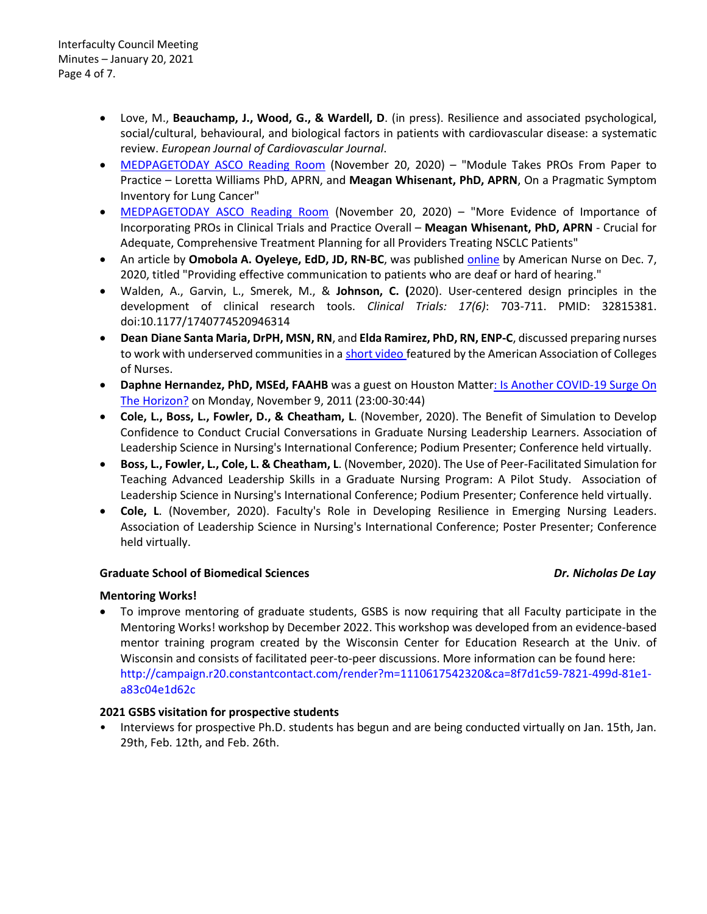- Love, M., **Beauchamp, J., Wood, G., & Wardell, D**. (in press). Resilience and associated psychological, social/cultural, behavioural, and biological factors in patients with cardiovascular disease: a systematic review. *European Journal of Cardiovascular Journal*.
- MEDPAGETODAY ASCO Reading Room (November 20, 2020) – "Module Takes PROs From Paper to Practice – Loretta Williams PhD, APRN, and **Meagan Whisenant, PhD, APRN**, On a Pragmatic Symptom Inventory for Lung Cancer"
- MEDPAGETODAY ASCO Reading Room (November 20, 2020) – "More Evidence of Importance of Incorporating PROs in Clinical Trials and Practice Overall – **Meagan Whisenant, PhD, APRN** - Crucial for Adequate, Comprehensive Treatment Planning for all Providers Treating NSCLC Patients"
- An article by **Omobola A. Oyeleye, EdD, JD, RN-BC**, was published online by American Nurse on Dec. 7, 2020, titled "Providing effective communication to patients who are deaf or hard of hearing."
- Walden, A., Garvin, L., Smerek, M., & **Johnson, C. (**2020). User-centered design principles in the development of clinical research tools. *Clinical Trials: 17(6)*: 703-711. PMID: 32815381. doi:10.1177/1740774520946314
- **Dean Diane Santa Maria, DrPH, MSN, RN**, and **Elda Ramirez, PhD, RN, ENP-C**, discussed preparing nurses to work with underserved communities in a short video featured by the American Association of Colleges of Nurses.
- **Daphne Hernandez, PhD, MSEd, FAAHB** was a guest on Houston Matter: Is Another COVID-19 Surge On The Horizon? on Monday, November 9, 2011 (23:00-30:44)
- **Cole, L., Boss, L., Fowler, D., & Cheatham, L**. (November, 2020). The Benefit of Simulation to Develop Confidence to Conduct Crucial Conversations in Graduate Nursing Leadership Learners. Association of Leadership Science in Nursing's International Conference; Podium Presenter; Conference held virtually.
- **Boss, L., Fowler, L., Cole, L. & Cheatham, L**. (November, 2020). The Use of Peer-Facilitated Simulation for Teaching Advanced Leadership Skills in a Graduate Nursing Program: A Pilot Study. Association of Leadership Science in Nursing's International Conference; Podium Presenter; Conference held virtually.
- **Cole, L**. (November, 2020). Faculty's Role in Developing Resilience in Emerging Nursing Leaders. Association of Leadership Science in Nursing's International Conference; Poster Presenter; Conference held virtually.

**Graduate School of Biomedical Sciences** — ***Dr. Nicholas De Lay***

**Mentoring Works!**

- To improve mentoring of graduate students, GSBS is now requiring that all Faculty participate in the Mentoring Works! workshop by December 2022. This workshop was developed from an evidence-based mentor training program created by the Wisconsin Center for Education Research at the Univ. of Wisconsin and consists of facilitated peer-to-peer discussions. More information can be found here: http://campaign.r20.constantcontact.com/render?m=1110617542320&ca=8f7d1c59-7821-499d-81e1-a83c04e1d62c

**2021 GSBS visitation for prospective students**

- Interviews for prospective Ph.D. students has begun and are being conducted virtually on Jan. 15th, Jan. 29th, Feb. 12th, and Feb. 26th.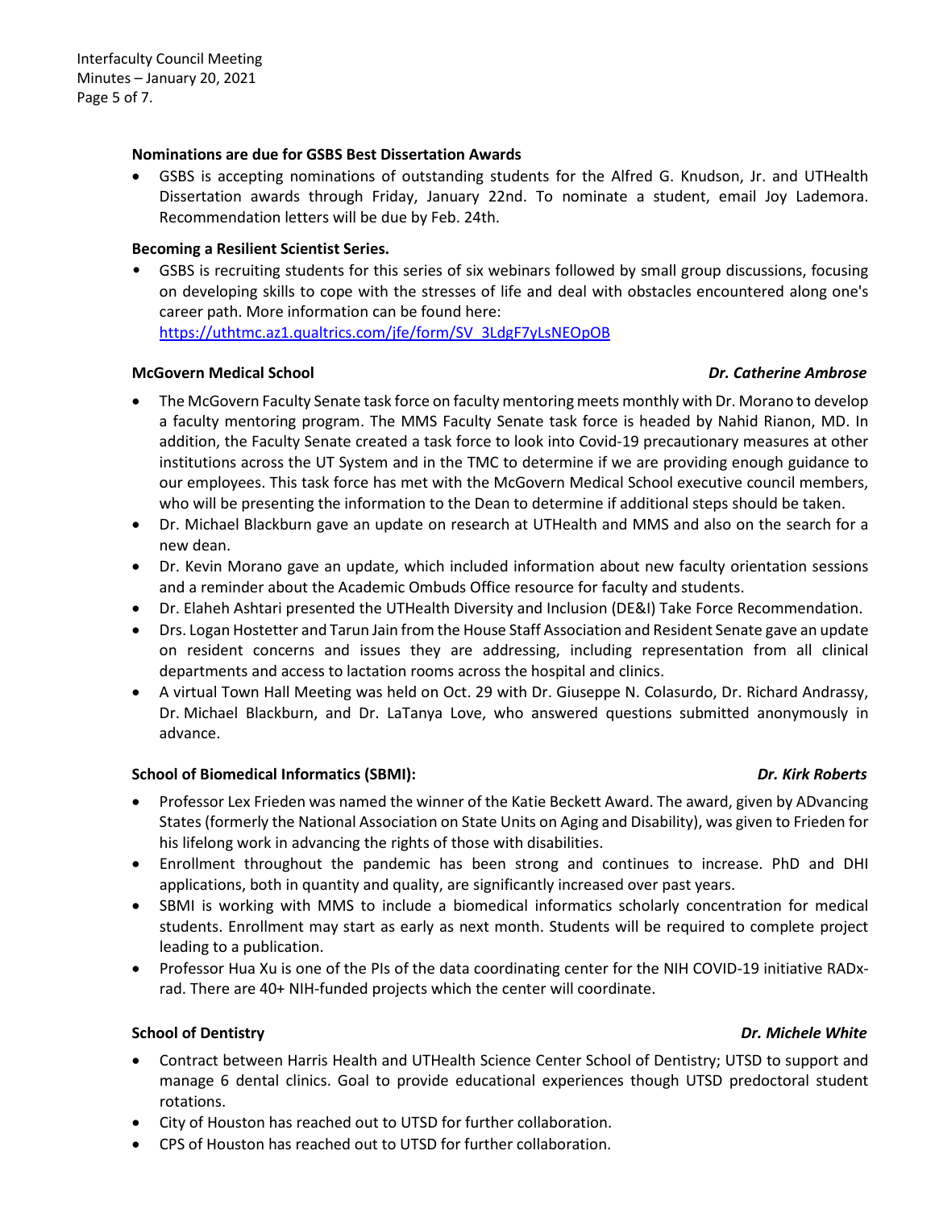**Nominations are due for GSBS Best Dissertation Awards**

- GSBS is accepting nominations of outstanding students for the Alfred G. Knudson, Jr. and UTHealth Dissertation awards through Friday, January 22nd. To nominate a student, email Joy Lademora. Recommendation letters will be due by Feb. 24th.

**Becoming a Resilient Scientist Series.**

- GSBS is recruiting students for this series of six webinars followed by small group discussions, focusing on developing skills to cope with the stresses of life and deal with obstacles encountered along one's career path. More information can be found here: https://uthtmc.az1.qualtrics.com/jfe/form/SV_3LdgF7yLsNEOpOB

**McGovern Medical School** — ***Dr. Catherine Ambrose***

- The McGovern Faculty Senate task force on faculty mentoring meets monthly with Dr. Morano to develop a faculty mentoring program. The MMS Faculty Senate task force is headed by Nahid Rianon, MD. In addition, the Faculty Senate created a task force to look into Covid-19 precautionary measures at other institutions across the UT System and in the TMC to determine if we are providing enough guidance to our employees. This task force has met with the McGovern Medical School executive council members, who will be presenting the information to the Dean to determine if additional steps should be taken.
- Dr. Michael Blackburn gave an update on research at UTHealth and MMS and also on the search for a new dean.
- Dr. Kevin Morano gave an update, which included information about new faculty orientation sessions and a reminder about the Academic Ombuds Office resource for faculty and students.
- Dr. Elaheh Ashtari presented the UTHealth Diversity and Inclusion (DE&I) Take Force Recommendation.
- Drs. Logan Hostetter and Tarun Jain from the House Staff Association and Resident Senate gave an update on resident concerns and issues they are addressing, including representation from all clinical departments and access to lactation rooms across the hospital and clinics.
- A virtual Town Hall Meeting was held on Oct. 29 with Dr. Giuseppe N. Colasurdo, Dr. Richard Andrassy, Dr. Michael Blackburn, and Dr. LaTanya Love, who answered questions submitted anonymously in advance.

**School of Biomedical Informatics (SBMI):** — ***Dr. Kirk Roberts***

- Professor Lex Frieden was named the winner of the Katie Beckett Award. The award, given by ADvancing States (formerly the National Association on State Units on Aging and Disability), was given to Frieden for his lifelong work in advancing the rights of those with disabilities.
- Enrollment throughout the pandemic has been strong and continues to increase. PhD and DHI applications, both in quantity and quality, are significantly increased over past years.
- SBMI is working with MMS to include a biomedical informatics scholarly concentration for medical students. Enrollment may start as early as next month. Students will be required to complete project leading to a publication.
- Professor Hua Xu is one of the PIs of the data coordinating center for the NIH COVID-19 initiative RADx-rad. There are 40+ NIH-funded projects which the center will coordinate.

**School of Dentistry** — ***Dr. Michele White***

- Contract between Harris Health and UTHealth Science Center School of Dentistry; UTSD to support and manage 6 dental clinics. Goal to provide educational experiences though UTSD predoctoral student rotations.
- City of Houston has reached out to UTSD for further collaboration.
- CPS of Houston has reached out to UTSD for further collaboration.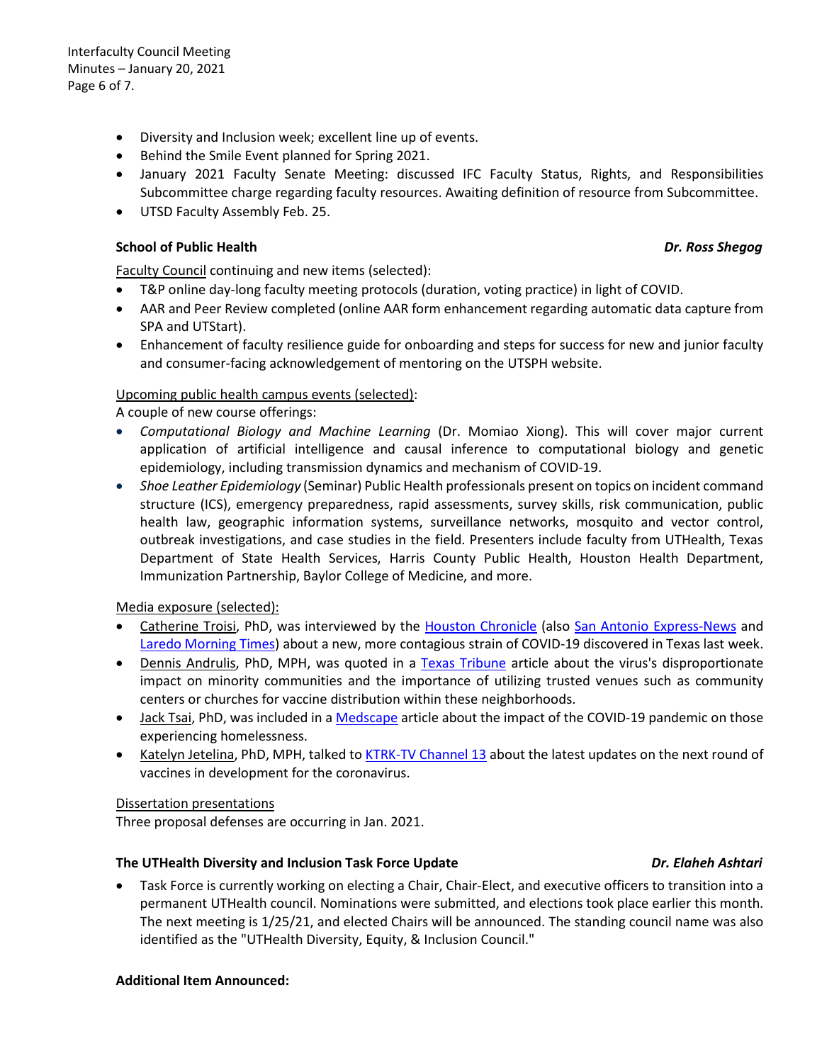- Diversity and Inclusion week; excellent line up of events.
- Behind the Smile Event planned for Spring 2021.
- January 2021 Faculty Senate Meeting: discussed IFC Faculty Status, Rights, and Responsibilities Subcommittee charge regarding faculty resources. Awaiting definition of resource from Subcommittee.
- UTSD Faculty Assembly Feb. 25.

**School of Public Health** ***Dr. Ross Shegog***

Faculty Council continuing and new items (selected):

- T&P online day-long faculty meeting protocols (duration, voting practice) in light of COVID.
- AAR and Peer Review completed (online AAR form enhancement regarding automatic data capture from SPA and UTStart).
- Enhancement of faculty resilience guide for onboarding and steps for success for new and junior faculty and consumer-facing acknowledgement of mentoring on the UTSPH website.

Upcoming public health campus events (selected):

A couple of new course offerings:

- *Computational Biology and Machine Learning* (Dr. Momiao Xiong). This will cover major current application of artificial intelligence and causal inference to computational biology and genetic epidemiology, including transmission dynamics and mechanism of COVID-19.
- *Shoe Leather Epidemiology* (Seminar) Public Health professionals present on topics on incident command structure (ICS), emergency preparedness, rapid assessments, survey skills, risk communication, public health law, geographic information systems, surveillance networks, mosquito and vector control, outbreak investigations, and case studies in the field. Presenters include faculty from UTHealth, Texas Department of State Health Services, Harris County Public Health, Houston Health Department, Immunization Partnership, Baylor College of Medicine, and more.

Media exposure (selected):

- Catherine Troisi, PhD, was interviewed by the Houston Chronicle (also San Antonio Express-News and Laredo Morning Times) about a new, more contagious strain of COVID-19 discovered in Texas last week.
- Dennis Andrulis, PhD, MPH, was quoted in a Texas Tribune article about the virus's disproportionate impact on minority communities and the importance of utilizing trusted venues such as community centers or churches for vaccine distribution within these neighborhoods.
- Jack Tsai, PhD, was included in a Medscape article about the impact of the COVID-19 pandemic on those experiencing homelessness.
- Katelyn Jetelina, PhD, MPH, talked to KTRK-TV Channel 13 about the latest updates on the next round of vaccines in development for the coronavirus.

Dissertation presentations

Three proposal defenses are occurring in Jan. 2021.

**The UTHealth Diversity and Inclusion Task Force Update** ***Dr. Elaheh Ashtari***

- Task Force is currently working on electing a Chair, Chair-Elect, and executive officers to transition into a permanent UTHealth council. Nominations were submitted, and elections took place earlier this month. The next meeting is 1/25/21, and elected Chairs will be announced. The standing council name was also identified as the "UTHealth Diversity, Equity, & Inclusion Council."

**Additional Item Announced:**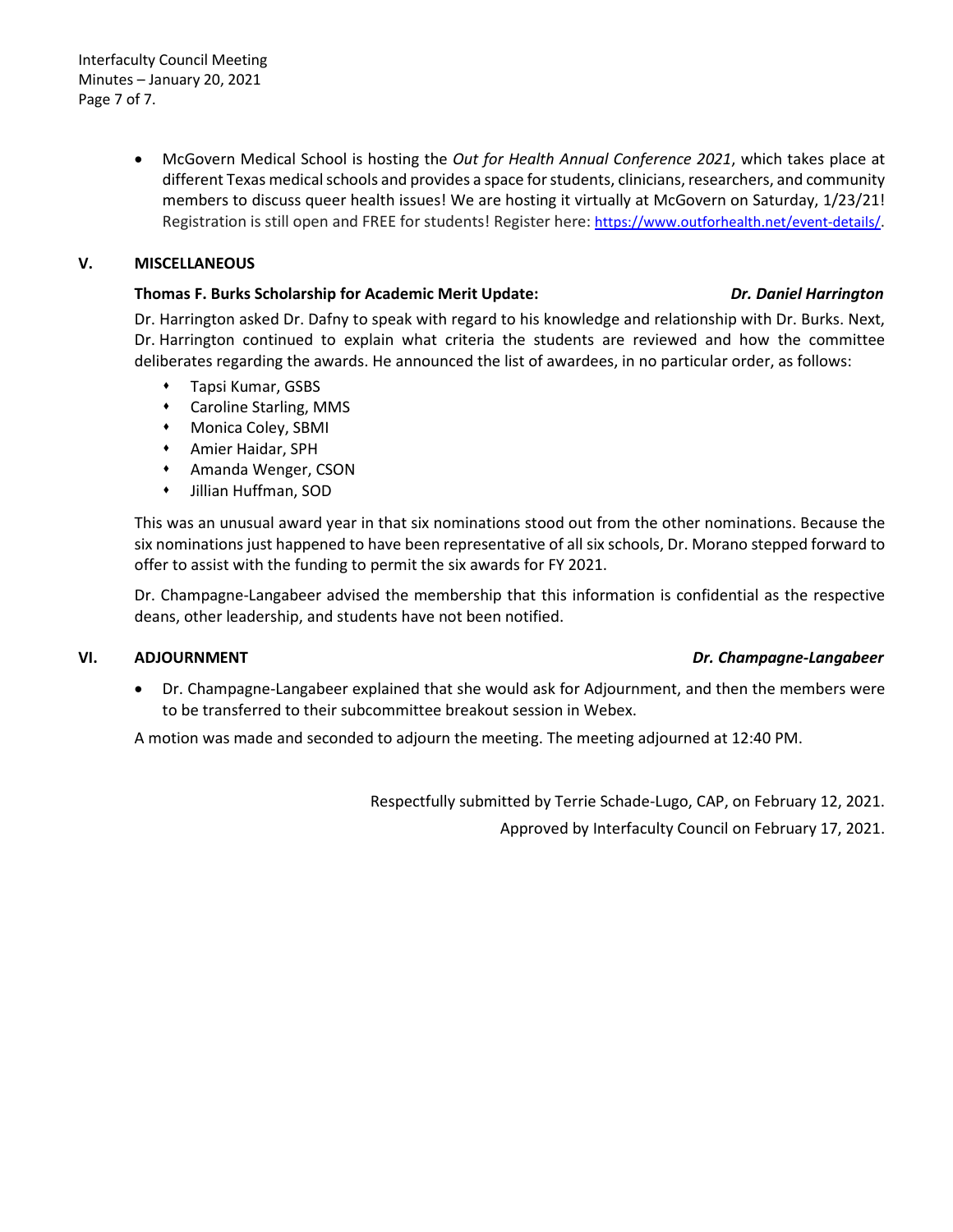- McGovern Medical School is hosting the *Out for Health Annual Conference 2021*, which takes place at different Texas medical schools and provides a space for students, clinicians, researchers, and community members to discuss queer health issues! We are hosting it virtually at McGovern on Saturday, 1/23/21! Registration is still open and FREE for students! Register here: https://www.outforhealth.net/event-details/.

## V. MISCELLANEOUS

**Thomas F. Burks Scholarship for Academic Merit Update:** ***Dr. Daniel Harrington***

Dr. Harrington asked Dr. Dafny to speak with regard to his knowledge and relationship with Dr. Burks. Next, Dr. Harrington continued to explain what criteria the students are reviewed and how the committee deliberates regarding the awards. He announced the list of awardees, in no particular order, as follows:

- Tapsi Kumar, GSBS
- Caroline Starling, MMS
- Monica Coley, SBMI
- Amier Haidar, SPH
- Amanda Wenger, CSON
- Jillian Huffman, SOD

This was an unusual award year in that six nominations stood out from the other nominations. Because the six nominations just happened to have been representative of all six schools, Dr. Morano stepped forward to offer to assist with the funding to permit the six awards for FY 2021.

Dr. Champagne-Langabeer advised the membership that this information is confidential as the respective deans, other leadership, and students have not been notified.

## VI. ADJOURNMENT ***Dr. Champagne-Langabeer***

- Dr. Champagne-Langabeer explained that she would ask for Adjournment, and then the members were to be transferred to their subcommittee breakout session in Webex.

A motion was made and seconded to adjourn the meeting. The meeting adjourned at 12:40 PM.

Respectfully submitted by Terrie Schade-Lugo, CAP, on February 12, 2021.

Approved by Interfaculty Council on February 17, 2021.